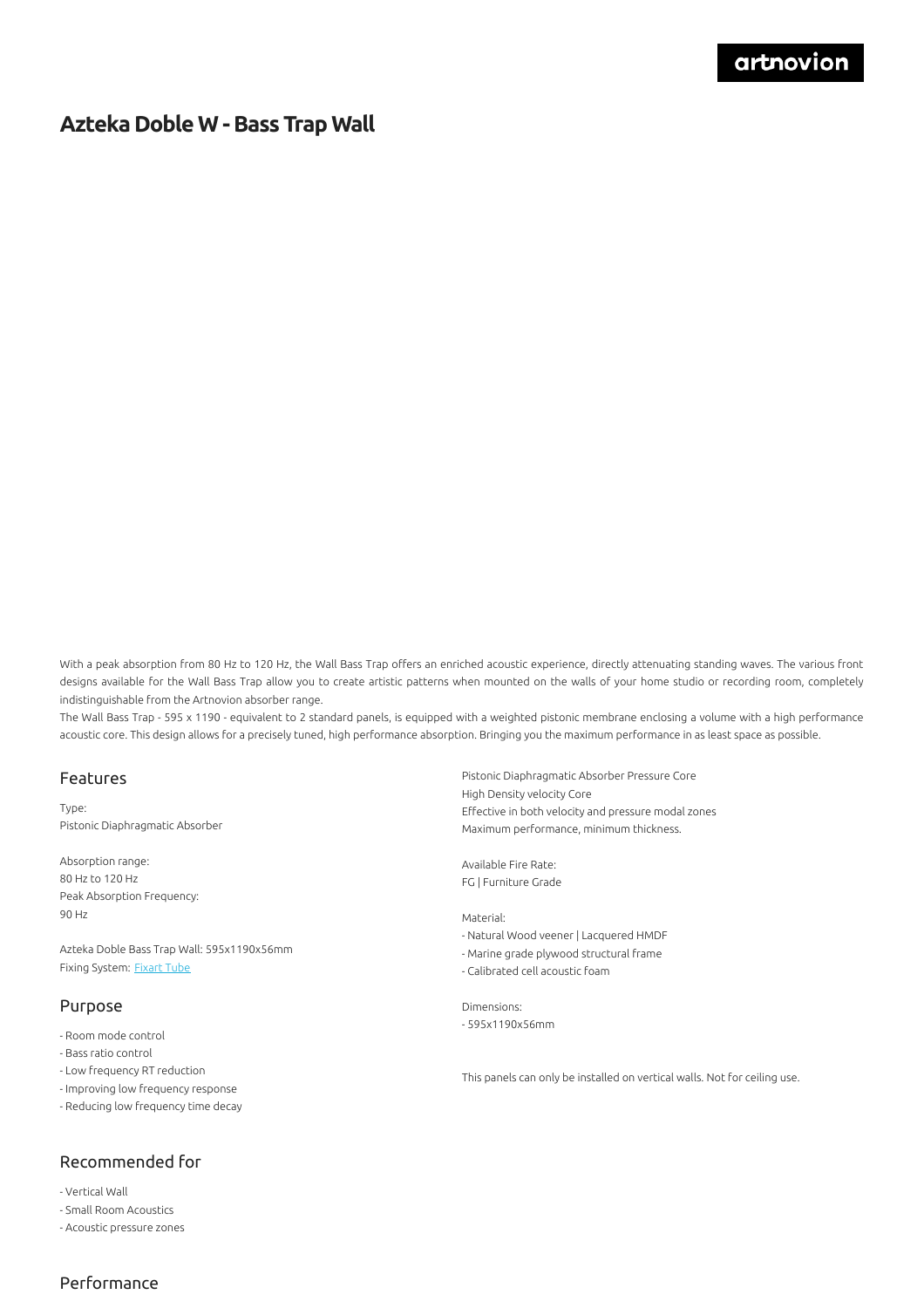# Azteka Doble W - Bass Trap Wall

With a peak absorption from 80 Hz to 120 Hz, the Wall Bass Trap offers an enriched acoustic experience, directly attenuating standing waves. The various front designs available for the Wall Bass Trap allow you to create artistic patterns when mounted on the walls of your home studio or recording room, completely indistinguishable from the Artnovion absorber range.

The Wall Bass Trap - 595 x 1190 - equivalent to 2 standard panels, is equipped with a weighted pistonic membrane enclosing a volume with a high performance acoustic core. This design allows for a precisely tuned, high performance absorption. Bringing you the maximum performance in as least space as possible.

## Features

Type:
Pistonic Diaphragmatic Absorber

Absorption range:
80 Hz to 120 Hz
Peak Absorption Frequency:
90 Hz

Azteka Doble Bass Trap Wall: 595x1190x56mm
Fixing System: [Fixart Tube]

## Purpose

- Room mode control
- Bass ratio control
- Low frequency RT reduction
- Improving low frequency response
- Reducing low frequency time decay

## Recommended for

- Vertical Wall
- Small Room Acoustics
- Acoustic pressure zones

Pistonic Diaphragmatic Absorber Pressure Core
High Density velocity Core
Effective in both velocity and pressure modal zones
Maximum performance, minimum thickness.

Available Fire Rate:
FG | Furniture Grade

Material:
- Natural Wood veener | Lacquered HMDF
- Marine grade plywood structural frame
- Calibrated cell acoustic foam

Dimensions:
- 595x1190x56mm

This panels can only be installed on vertical walls. Not for ceiling use.

## Performance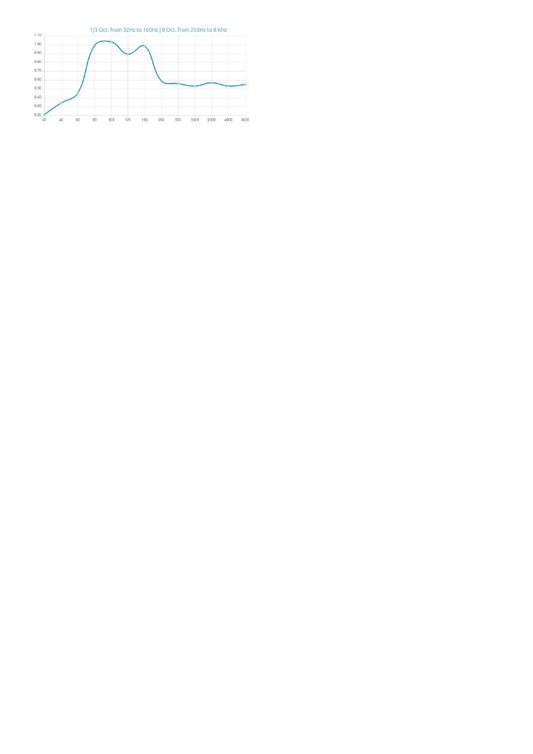1/3 Oct. from 32Hz to 160Hz | 8 Oct. from 250Hz to 8 KHz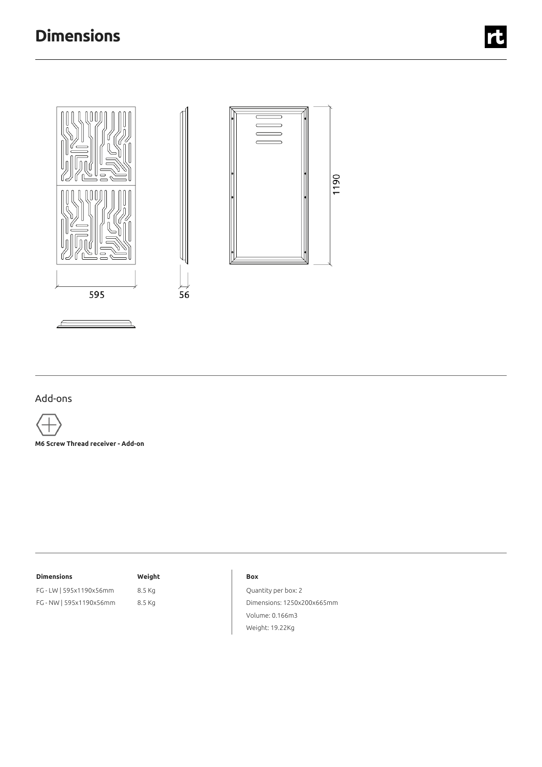# Dimensions

595

56

1190

## Add-ons

**M6 Screw Thread receiver - Add-on**

| Dimensions | Weight |
|---|---|
| FG - LW \| 595x1190x56mm | 8.5 Kg |
| FG - NW \| 595x1190x56mm | 8.5 Kg |

**Box**

Quantity per box: 2

Dimensions: 1250x200x665mm

Volume: 0.166m3

Weight: 19.22Kg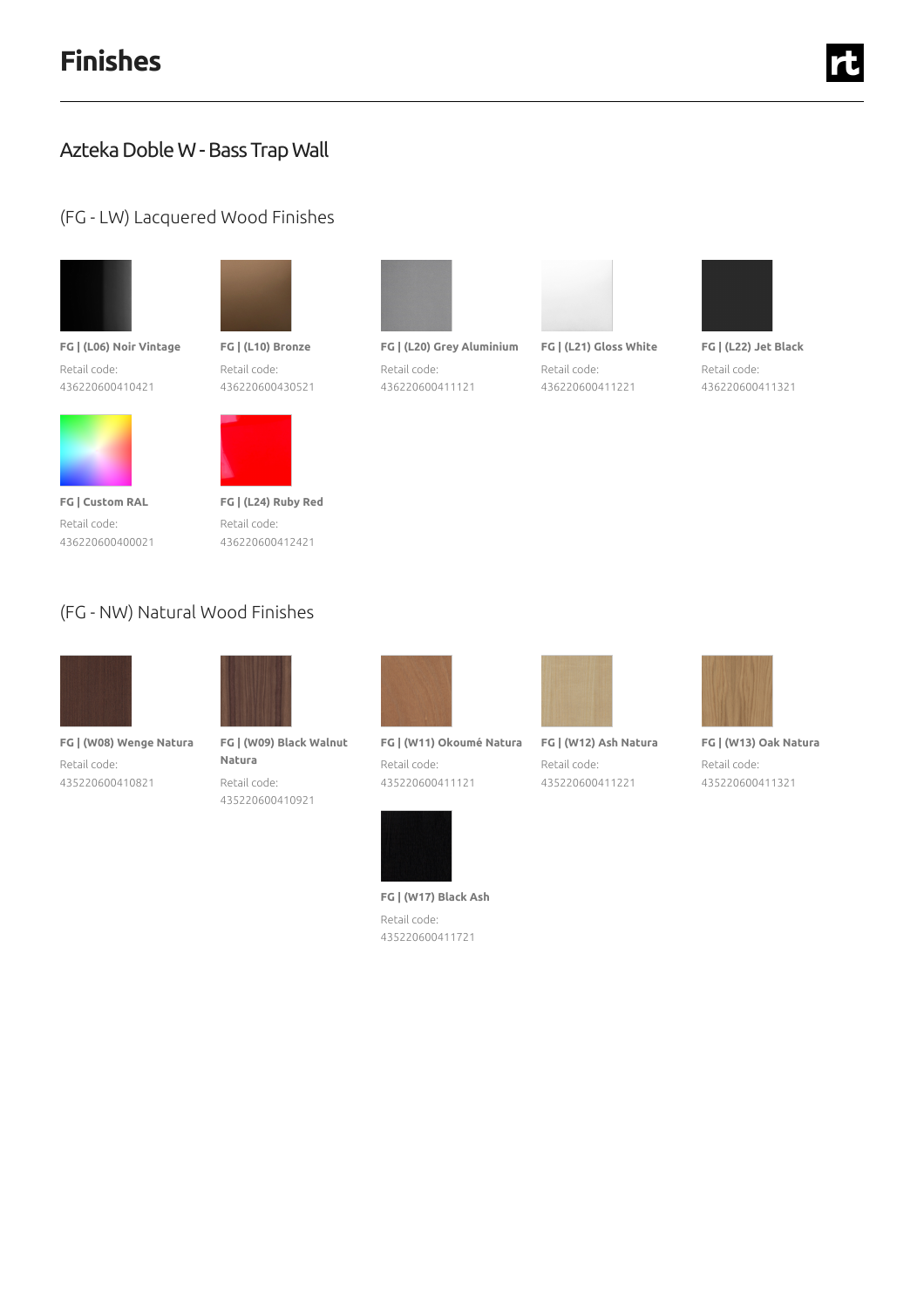# Finishes

## Azteka Doble W - Bass Trap Wall

### (FG - LW) Lacquered Wood Finishes

**FG | (L06) Noir Vintage**
Retail code:
436220600410421

**FG | (L10) Bronze**
Retail code:
436220600430521

**FG | (L20) Grey Aluminium**
Retail code:
436220600411121

**FG | (L21) Gloss White**
Retail code:
436220600411221

**FG | (L22) Jet Black**
Retail code:
436220600411321

**FG | Custom RAL**
Retail code:
436220600400021

**FG | (L24) Ruby Red**
Retail code:
436220600412421

### (FG - NW) Natural Wood Finishes

**FG | (W08) Wenge Natura**
Retail code:
435220600410821

**FG | (W09) Black Walnut Natura**
Retail code:
435220600410921

**FG | (W11) Okoumé Natura**
Retail code:
435220600411121

**FG | (W12) Ash Natura**
Retail code:
435220600411221

**FG | (W13) Oak Natura**
Retail code:
435220600411321

**FG | (W17) Black Ash**
Retail code:
435220600411721